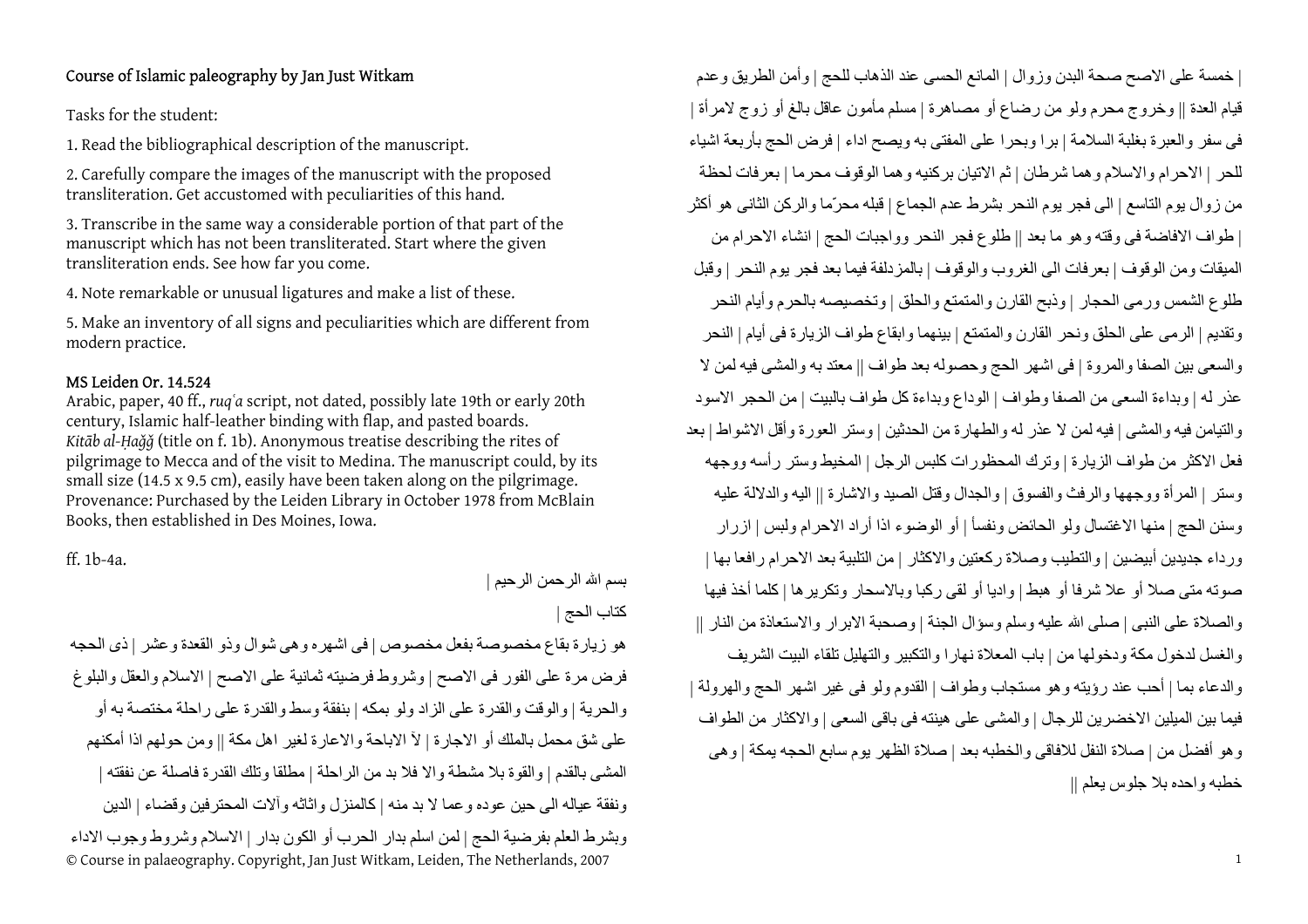## Course of Islamic paleography by Jan Just Witkam

Tasks for the student:

1. Read the bibliographical description of the manuscript.

2. Carefully compare the images of the manuscript with the proposed transliteration. Get accustomed with peculiarities of this hand.

3. Transcribe in the same way a considerable portion of that part of the manuscript which has not been transliterated. Start where the given transliteration ends. See how far you come.

4. Note remarkable or unusual ligatures and make a list of these.

5. Make an inventory of all signs and peculiarities which are different from modern practice.

### MS Leiden Or. 14.524

Arabic, paper, 40 ff., *ruqʿa* script, not dated, possibly late 19th or early 20th century, Islamic half-leather binding with flap, and pasted boards. *Kitāb al-Ḥağğ* (title on f. 1b). Anonymous treatise describing the rites of pilgrimage to Mecca and of the visit to Medina. The manuscript could, by its small size (14.5 x 9.5 cm), easily have been taken along on the pilgrimage. Provenance: Purchased by the Leiden Library in October 1978 from McBlain Books, then established in Des Moines, Iowa.

ff. 1b-4a.

بسم الله الرحمن الرحيم |

كتاب الحج |

هو زيارة بقاع مخصوصة بفعل مخصوص | فى اشهره وهى شوال وذو القعدة وعشر | ذى الحجه فرض مرة على الفور فى الاصح | وشروط فرضيته ثمانية على الاصح | الاسلام والعقل والبلوغ والحرية | والوقت والقدرة على الزاد ولو بمكه | بنفقة وسط والقدرة على راحلة مختصة به أو على شق محمل بالملك أو الاجارة | لا الاباحة والاعارة لغير اهل مكة || ومن حولهم اذا أمكنهم المشى بالقدم | والقوة بلا مشطة والا فلا بد من الراحلة | مطلقا وتلك القدرة فاصلة عن نفقته | ونفقة عياله الى حين عوده وعما لا بد منه | كالمنزل واثاثه وآلات المحترفين وقضاء | الدين وبشرط العلم بفرضية الحج | لمن اسلم بدار الحرب أو الكون بدار | الاسلام وشروط وجوب الاداء | خمسة على الاصح صحة البدن وزوال | المانع الحسى عند الذهاب للحج | وأمن الطريق وعدم قيام العدة || وخروج محرم ولو من رضاع أو مصاهرة | مسلم مأمون عاقل بالغ أو زوج لامرأة | فى سفر والعبرة بغلبة السلامة | برا وبحرا على المفتى به ويصح اداء | فرض الحج بأربعة اشياء للحر | الاحرام والاسلام وهما شرطان | ثم الاتيان بركنيه وهما الوقوف محرما | بعرفات لحظة من زوال يوم التاسع | الى فجر يوم النحر بشرط عدم الجماع | قبله محرّما والركن الثانى هو أكثر | طواف الافاضة فى وقته وهو ما بعد || طلوع فجر النحر وواجبات الحج | انشاء الاحرام من الميقات ومن الوقوف | بعرفات الى الغروب والوقوف | بالمزدلفة فيما بعد فجر يوم النحر | وقبل طلوع الشمس ورمى الجمار | وذبح القارن والمتمتع والحلق | وتخصيصه بالحرم وأيام النحر وتقديم الرمى على الحلق ونحر القارن والمتمتع | بينهما وايقاع طواف الزيارة فى أيام | النحر والسعى بين الصفا والمروة | فى اشهر الحج وحصوله بعد طواف || معتد به والمشى فيه لمن لا عذر له | وبداءة السعى من الصفا وطواف | الوداع وبداءة كل طواف بالبيت | من الحجر الاسود والتيامن فيه والمشى | فيه لمن لا عذر له والطهارة من الحدثين | وستر العورة وأقل الاشواط | بعد فعل الاكثر من طواف الزيارة | وترك المحظورات كلبس الرجل | المخيط وستر رأسه ووجهه وستر | المرأة ووجهها والرفث والفسوق | والجدال وقتل الصيد والاشارة || اليه والدلالة عليه وسنن الحج | منها الاغتسال ولو الحائض ونفسا | أو الوضوء اذا أراد الاحرام ولبس | ازرار ورداء جديدين أبيضين | والتطيب وصلاة ركعتين والاكثار | من التلبية بعد الاحرام رافعا بها | صوته متى صلا أو علا شرفا أو هبط | واديا أو لقى ركبا وبالاسحار وتكريرها | كلما أخذ فيها والصلاة على النبى | صلى الله عليه وسلم وسؤال الجنة | وصحبة الابرار والاستعاذة من النار || والغسل لدخول مكة ودخولها من | باب المعلاة نهارا والتكبير والتهليل تلقاء البيت الشريف والدعاء بما | أحب عند رؤيته وهو مستجاب وطواف | القدوم ولو فى غير اشهر الحج والهرولة | فيما بين الميلين الاخضرين للرجال | والمشى على هينته فى باقى السعى | والاكثار من الطواف وهو أفضل من | صلاة النفل للافاقى والخطبه بعد | صلاة الظهر يوم سابع الحجه بمكة | وهى خطبه واحده بلا جلوس يعلم ||

© Course in palaeography. Copyright, Jan Just Witkam, Leiden, The Netherlands, 2007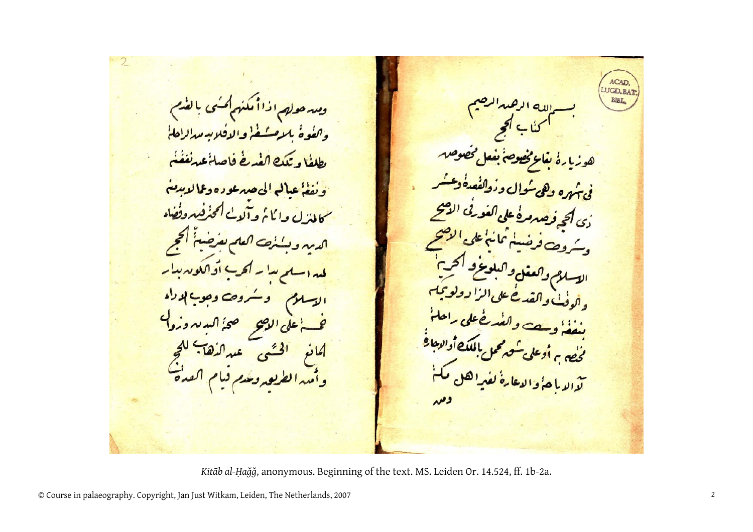بسم الله الرحمن الرحيم

كتاب الحج

هو زيارة بقاع مخصوصة بفعل مخصوص
في اشهره وهي شوال وذو القعدة وعشر
ذي الحجة فرض مرة على الفور في الاصح
وشروط فرضيته ثمانية على الاصح
الاسلام والعقل والبلوغ والحرية
والوقت والقدرة على الزاد ولو بمكة
بنفقة وسط والقدرة على راحلة
مختصة به او على شق محمل بالملك او الاجارة
لا الاباحة والاعارة لغير اهل مكة
ومن

ومن حولهم اذا امكنهم المشي بالقدم
والقوة بلا مشقة والا فلا بد من الراحلة
مطلقا وتلك القدرة فاضلة عن نفقته
ونفقة عياله الى حين عوده وعما لا بد منه
كالمنزل واثاثه وآلات المحترفين وقضاء
الدين ويشترط العلم بفرضية الحج
لمن اسلم بدار الحرب او الكون بدار
الاسلام وشروط وجوب الاداء
خمسة على الاصح صحة البدن وزوال
المانع الحسي عن الذهاب للحج
وامن الطريق وعدم قيام العدة

*Kitāb al-Ḥağğ*, anonymous. Beginning of the text. MS. Leiden Or. 14.524, ff. 1b-2a.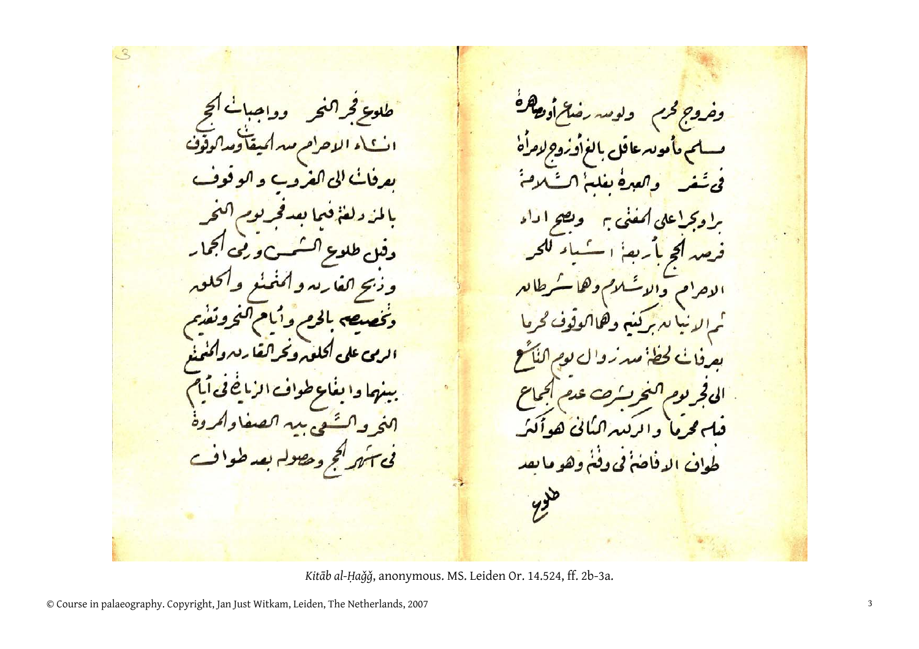وخروج محرم ولو من رضاع أو صهرية
مسلم مأمون عاقل بالغ أو زوج لامرأة
في سفر والعبرة بغلبة السلامة
برا وبحرا على المفتى به ويصح اداء
فرض الحج بأربعة أشياء للحر
الاحرام والاسلام وهما شرطان
ثم الاتيان بركنيه وهما الوقوف محرما
بعرفات لحظة من زوال يوم التاسع
الى فجر يوم النحر بشرط عدم الجماع
قبله محرما والركن الثاني هو أكثر
طواف الافاضة في وقته وهو ما بعد

طلوع

طلوع فجر النحر وواجبات الحج
انشاء الاحرام من الميقات ومد الوقوف
بعرفات الى الغروب والوقوف
بالمزدلفة فيما بعد فجر يوم النحر
وقبل طلوع الشمس ورمي الجمار
وذبح القارن والمتمتع والحلق
وتخصيصه بالحرم وأيام النحر وتقديم
الرمي على الحلق ونحر القارن والمتمتع
بينهما وايقاع طواف الزيارة في أيام
النحر والسعي بين الصفا والمروة
في أشهر الحج وحصوله بعد طواف

*Kitāb al-Ḥağğ*, anonymous. MS. Leiden Or. 14.524, ff. 2b-3a.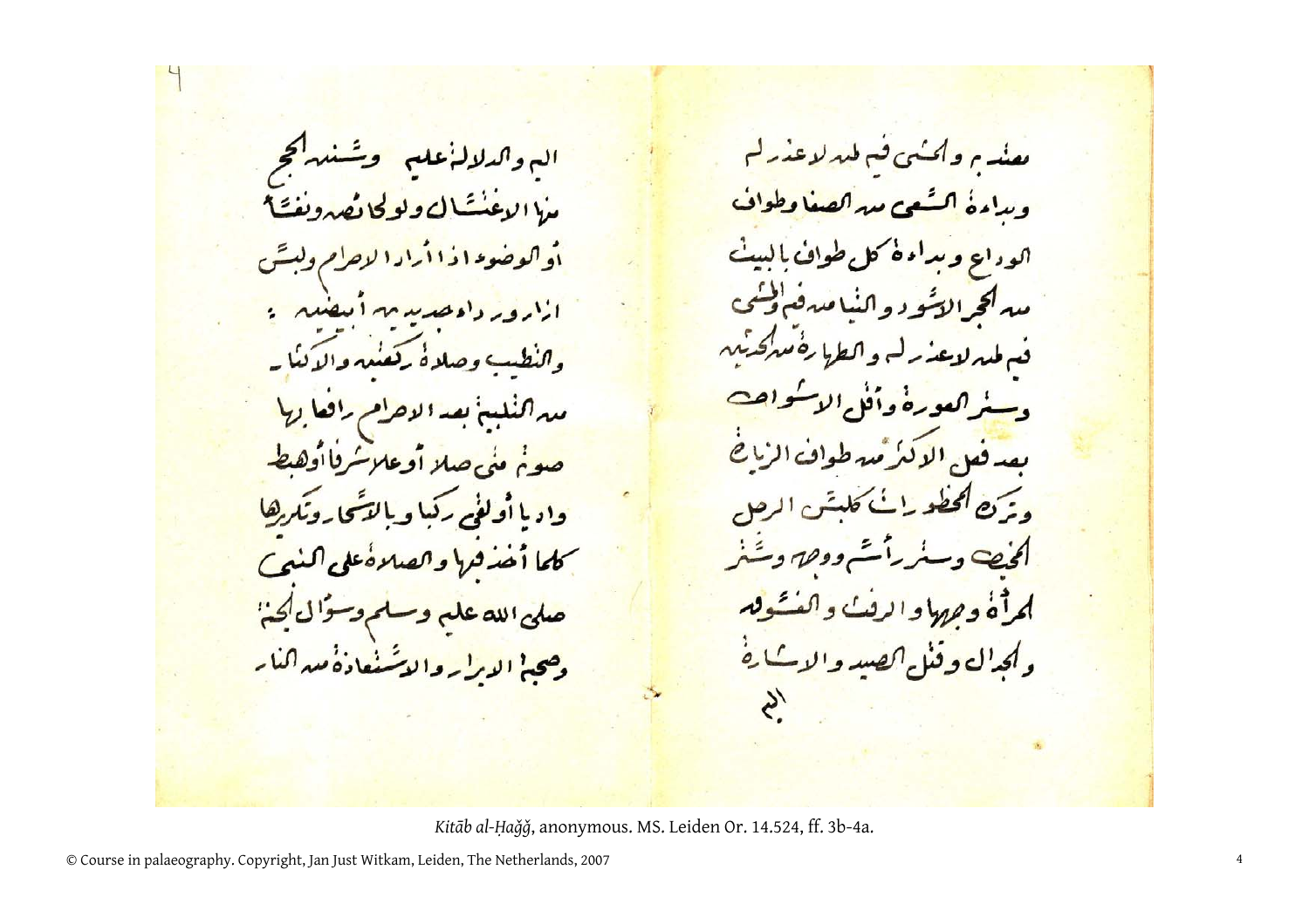مقدم والمشي فيمن لا عذر له
وبداءة السعي من الصفا وطواف
الوداع وبداءة كل طواف بالبيت
من الحجر الاسود والتيامن فيه والمشي
فيمن لا عذر له والطهارة من الحدثين
وستر العورة واقل الاشواط
بعد فعل الاكثر من طواف الزيارة
وترك المحظورات كلبس الرجل
المخيط وستر رأسه ووجهه وستر
المرأة وجهها والرفث والفسوق
والجدال وقتل الصيد والاشارة
اليه

اليه والدلالة عليه وسننه الحج
منها الاغتسال ولو لحائض ونفساء
او الوضوء اذا اراد الاحرام ولبس
ازار ورداء جديدين ابيضين
والتطيب وصلاة ركعتين والاكثار
من التلبية بعد الاحرام رافعا بها
صوته متى صلا او علا شرفا او هبط
واديا او لقي ركبا وبالاسحار وتكريرها
كلما اخذ فيها والصلاة على النبي
صلى الله عليه وسلم وسؤال الجنة
وصحبة الابرار والاستعاذة من النار

*Kitāb al-Ḥağğ*, anonymous. MS. Leiden Or. 14.524, ff. 3b-4a.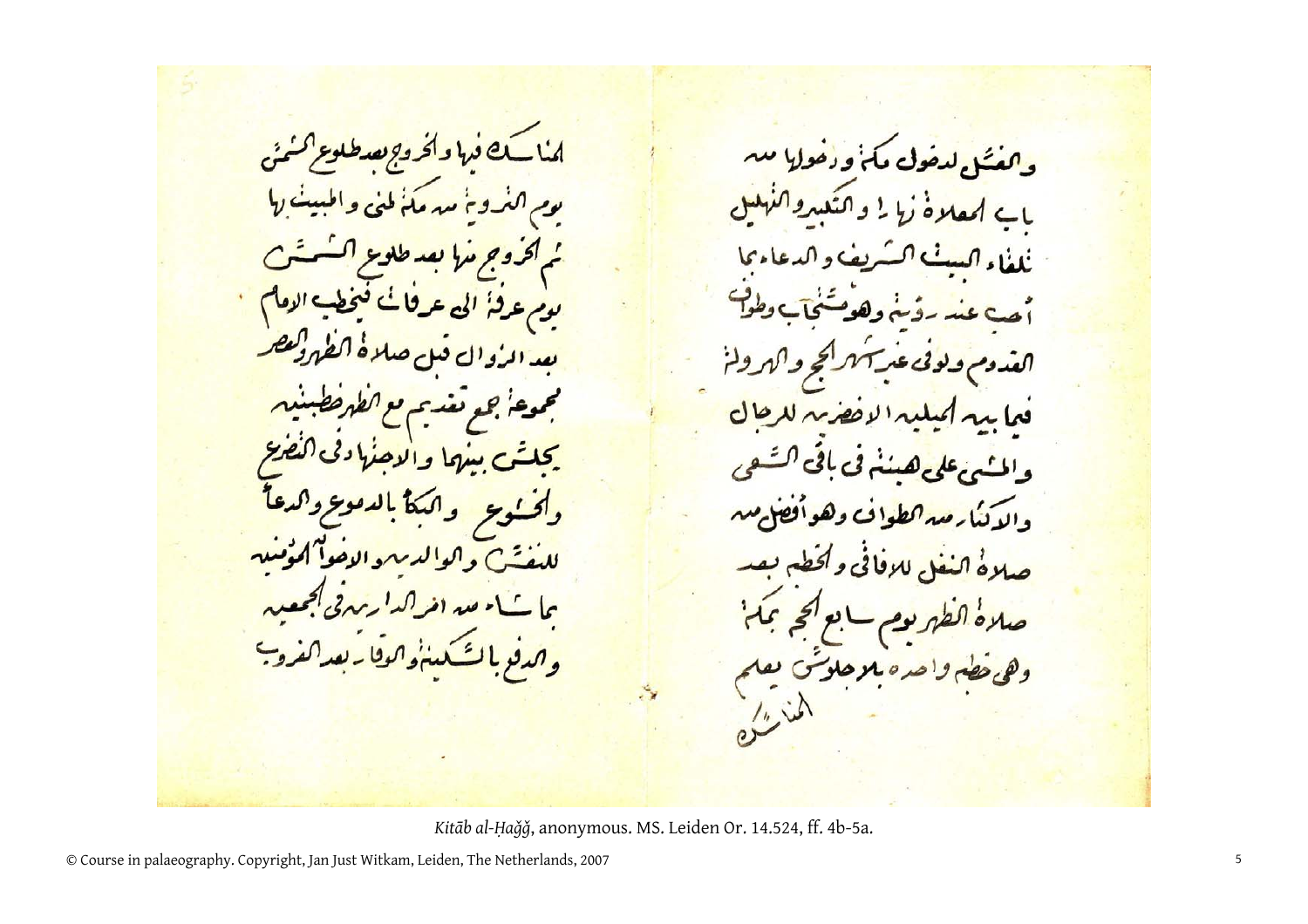والغسل لدخول مكة ودخولها من
باب السلام نهارا والتكبير والتهليل
تلقاء البيت الشريف والدعاء بما
أحب عند رؤيته وهو مستجاب وطواف
القدوم ولو في غير أشهر الحج والهرولة
فيما بين الميلين الأخضرين للرجال
والمشي على هينته في باقي السعي
والإكثار من الطواف وهو أفضل من
صلاة النفل للآفاقي والخطبة بعد
صلاة الظهر يوم سابع الحج بمكة
وهي خطبة واحدة بلا جلوس يعلم
المناسك

المناسك فيها والخروج بعد طلوع الشمس
يوم التروية من مكة لمنى والمبيت بها
ثم الخروج منها بعد طلوع الشمس
يوم عرفة الى عرفات فيخطب الامام
بعد الزوال قبل صلاة الظهر والعصر
مجموعة جمع تقديم مع الظهر خطبتين
يجلس بينهما والاجتهاد في التضرع
والخشوع والبكاء بالدموع والدعاء
للنفس والوالدين والاخوان المؤمنين
بما شاء من امر الدارين في الجمعين
والدفع بالسكينة والوقار بعد الغروب

*Kitāb al-Ḥağğ*, anonymous. MS. Leiden Or. 14.524, ff. 4b-5a.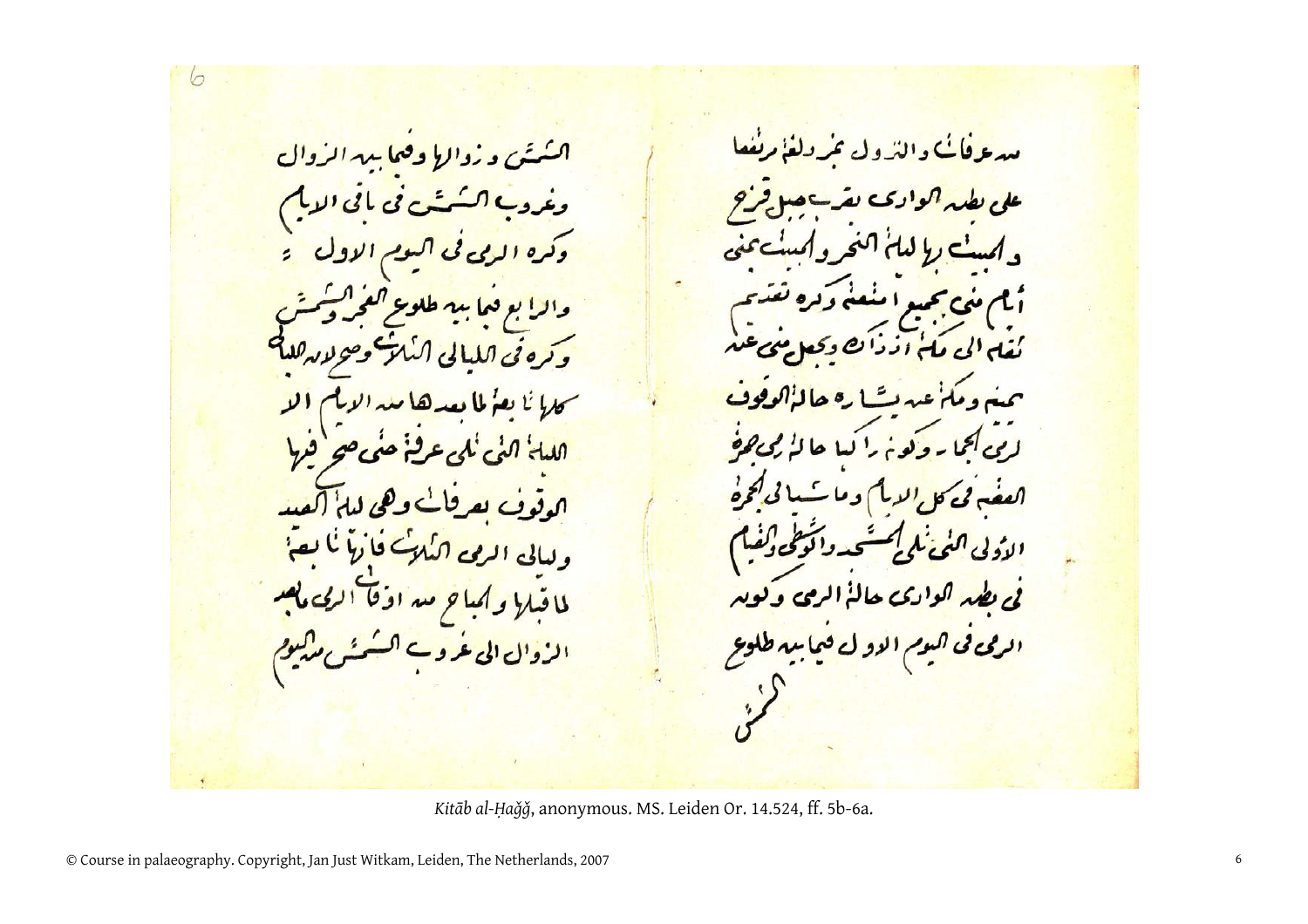من عرفات والنزول بمزدلفة مرتفعا
على بطن الوادي بقرب جبل قزح
والمبيت بها ليلة النحر والمبيت بمنى
أيام منى بجميع امتعته وكره تقديم
ثقله الى مكة اذ ذاك ويجعل منى عن
يمينه ومكة عن يساره حالة الوقوف
لرمي الجمار وكونه راكبا حالة رمي جمرة
العقبة في كل الايام وماشيا في الجمرة
الاولى التي تلي المسجد والوسطى والقيام
في بطن الوادي حالة الرمي وكونه
الرمي في اليوم الاول فيما بين طلوع
الشمس

الشمس وزوالها وفيما بين الزوال
وغروب الشمس في باقي الايام
وكره الرمي في اليوم الاول ء
والرابع فيما بين طلوع الفجر والشمس
وكره في الليالي الثلاث وصح لان الليالي
كلها تابعة لما بعدها من الايام الا
الليلة التي تلي عرفة حتى صح فيها
الوقوف بعرفات وهي ليلة العيد
وليالي الرمي الثلاث فانها تابعة
لما قبلها والمباح من اوقات الرمي ما بعد
الزوال الى غروب الشمس من اليوم

*Kitāb al-Ḥaǧǧ*, anonymous. MS. Leiden Or. 14.524, ff. 5b-6a.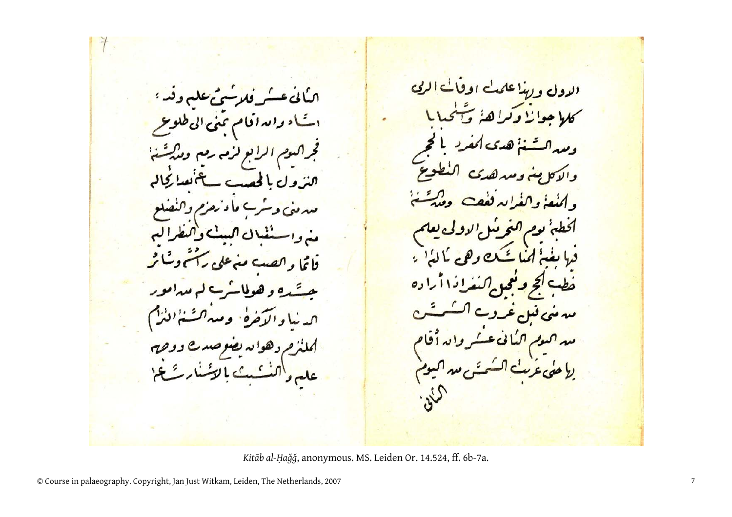الاول وبهذا علمت اوقات الرمي
كلها جوازا وكراهة واستحبابا
ومن السنة هدي المفرد بالحج
والاكل منه ومن هدي التطوع
والمتعة والقران فقط ومن السنة
الخطبة يوم النحر مثل الاولى يعلم
فيها بقية المناسك وهي ثالثة
خطب الحج وتعجيل النفر اذا اراده
من منى قبل غروب الشمس
من اليوم الثاني عشر وان اقام
بها حتى غربت الشمس من اليوم
الثالث

الثاني عشر فلا شيء عليه وقد
اساء وان اقام بمنى الى طلوع
فجر اليوم الرابع لزمه رمي ومن السنة
النزول بالمحصب ساعة بعد ارتحاله
من منى وشرب ماء زمزم والتضلع
منه واستقبال البيت والنظر اليه
قائما والصب منه على راسه وسائر
جسده وهو لما شرب له من امور
الدنيا والآخرة ومن السنة التزام
الملتزم وهو ان يضع صدره ووجهه
عليه والتشبث بالاستار ساعة

*Kitāb al-Ḥaǧǧ*, anonymous. MS. Leiden Or. 14.524, ff. 6b-7a.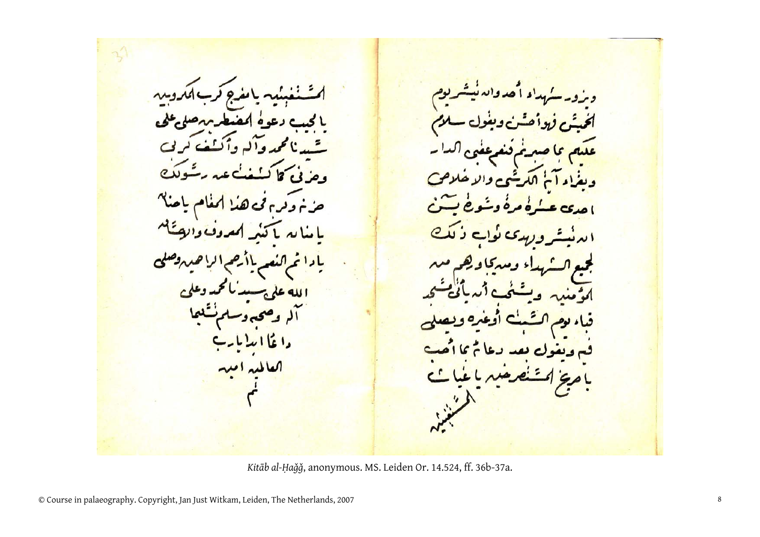ويزور شهداء أحد وان تيسر يوم
الخميس فهو أحسن ويقول سلام
عليكم بما صبرتم فنعم عقبى الدار
ويقرأ آية الكرسي والاخلاص
احدى عشرة مرة وسورة يس
ان تيسر ويهدي ثواب ذلك
لجميع الشهداء ومن كان حولهم من
المؤمنين ويستحب أنه يأتي مسجد
قباء يوم السبت أو غيره ويصلي
فيه ويقول بعد دعائه بما أحب
يا صريخ المستصرخين يا غياث
المستغيثين

المستغيثين يا مفرج كرب المكروبين
يا مجيب دعوة المضطرين صلى على
سيدنا محمد وآله واكشف كربي
وحزني كما كشفت عن رسولك
حزنه وكربه في هذا المقام يا حنان
يا منان يا كثير المعروف والاحسان
يا دائم النعم يا أرحم الراحمين وصلى
الله على سيدنا محمد وعلى
آله وصحبه وسلم تسليما
دائما أبدا يا رب
العالمين آمين
ثم

*Kitāb al-Ḥağğ*, anonymous. MS. Leiden Or. 14.524, ff. 36b-37a.